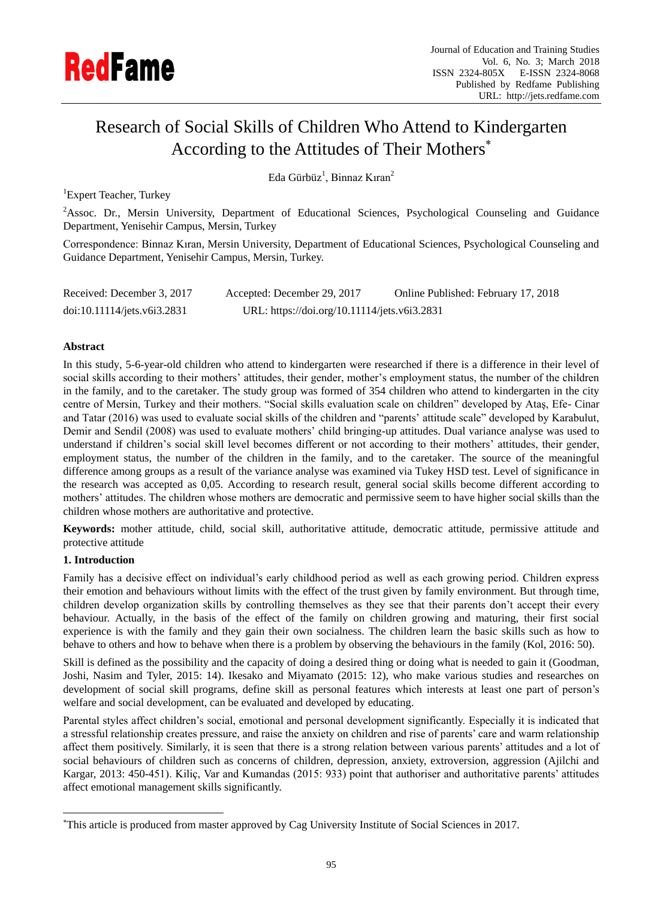# Research of Social Skills of Children Who Attend to Kindergarten According to the Attitudes of Their Mothers*

Eda Gürbüz[1], Binnaz Kıran[2]

[1]Expert Teacher, Turkey

[2]Assoc. Dr., Mersin University, Department of Educational Sciences, Psychological Counseling and Guidance Department, Yenisehir Campus, Mersin, Turkey

Correspondence: Binnaz Kıran, Mersin University, Department of Educational Sciences, Psychological Counseling and Guidance Department, Yenisehir Campus, Mersin, Turkey.

Received: December 3, 2017 Accepted: December 29, 2017 Online Published: February 17, 2018

doi:10.11114/jets.v6i3.2831 URL: https://doi.org/10.11114/jets.v6i3.2831

## Abstract

In this study, 5-6-year-old children who attend to kindergarten were researched if there is a difference in their level of social skills according to their mothers' attitudes, their gender, mother's employment status, the number of the children in the family, and to the caretaker. The study group was formed of 354 children who attend to kindergarten in the city centre of Mersin, Turkey and their mothers. "Social skills evaluation scale on children" developed by Ataş, Efe- Cinar and Tatar (2016) was used to evaluate social skills of the children and "parents' attitude scale" developed by Karabulut, Demir and Sendil (2008) was used to evaluate mothers' child bringing-up attitudes. Dual variance analyse was used to understand if children's social skill level becomes different or not according to their mothers' attitudes, their gender, employment status, the number of the children in the family, and to the caretaker. The source of the meaningful difference among groups as a result of the variance analyse was examined via Tukey HSD test. Level of significance in the research was accepted as 0,05. According to research result, general social skills become different according to mothers' attitudes. The children whose mothers are democratic and permissive seem to have higher social skills than the children whose mothers are authoritative and protective.

**Keywords:** mother attitude, child, social skill, authoritative attitude, democratic attitude, permissive attitude and protective attitude

## 1. Introduction

Family has a decisive effect on individual's early childhood period as well as each growing period. Children express their emotion and behaviours without limits with the effect of the trust given by family environment. But through time, children develop organization skills by controlling themselves as they see that their parents don't accept their every behaviour. Actually, in the basis of the effect of the family on children growing and maturing, their first social experience is with the family and they gain their own socialness. The children learn the basic skills such as how to behave to others and how to behave when there is a problem by observing the behaviours in the family (Kol, 2016: 50).

Skill is defined as the possibility and the capacity of doing a desired thing or doing what is needed to gain it (Goodman, Joshi, Nasim and Tyler, 2015: 14). Ikesako and Miyamato (2015: 12), who make various studies and researches on development of social skill programs, define skill as personal features which interests at least one part of person's welfare and social development, can be evaluated and developed by educating.

Parental styles affect children's social, emotional and personal development significantly. Especially it is indicated that a stressful relationship creates pressure, and raise the anxiety on children and rise of parents' care and warm relationship affect them positively. Similarly, it is seen that there is a strong relation between various parents' attitudes and a lot of social behaviours of children such as concerns of children, depression, anxiety, extroversion, aggression (Ajilchi and Kargar, 2013: 450-451). Kiliç, Var and Kumandas (2015: 933) point that authoriser and authoritative parents' attitudes affect emotional management skills significantly.

---

*This article is produced from master approved by Cag University Institute of Social Sciences in 2017.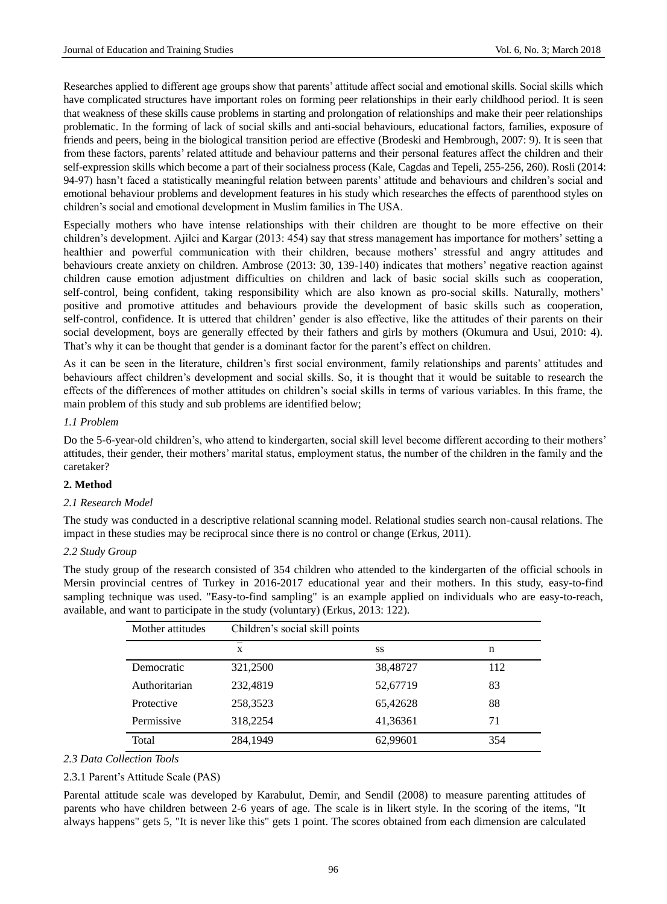Researches applied to different age groups show that parents' attitude affect social and emotional skills. Social skills which have complicated structures have important roles on forming peer relationships in their early childhood period. It is seen that weakness of these skills cause problems in starting and prolongation of relationships and make their peer relationships problematic. In the forming of lack of social skills and anti-social behaviours, educational factors, families, exposure of friends and peers, being in the biological transition period are effective (Brodeski and Hembrough, 2007: 9). It is seen that from these factors, parents' related attitude and behaviour patterns and their personal features affect the children and their self-expression skills which become a part of their socialness process (Kale, Cagdas and Tepeli, 255-256, 260). Rosli (2014: 94-97) hasn't faced a statistically meaningful relation between parents' attitude and behaviours and children's social and emotional behaviour problems and development features in his study which researches the effects of parenthood styles on children's social and emotional development in Muslim families in The USA.

Especially mothers who have intense relationships with their children are thought to be more effective on their children's development. Ajilci and Kargar (2013: 454) say that stress management has importance for mothers' setting a healthier and powerful communication with their children, because mothers' stressful and angry attitudes and behaviours create anxiety on children. Ambrose (2013: 30, 139-140) indicates that mothers' negative reaction against children cause emotion adjustment difficulties on children and lack of basic social skills such as cooperation, self-control, being confident, taking responsibility which are also known as pro-social skills. Naturally, mothers' positive and promotive attitudes and behaviours provide the development of basic skills such as cooperation, self-control, confidence. It is uttered that children' gender is also effective, like the attitudes of their parents on their social development, boys are generally effected by their fathers and girls by mothers (Okumura and Usui, 2010: 4). That's why it can be thought that gender is a dominant factor for the parent's effect on children.

As it can be seen in the literature, children's first social environment, family relationships and parents' attitudes and behaviours affect children's development and social skills. So, it is thought that it would be suitable to research the effects of the differences of mother attitudes on children's social skills in terms of various variables. In this frame, the main problem of this study and sub problems are identified below;

### *1.1 Problem*

Do the 5-6-year-old children's, who attend to kindergarten, social skill level become different according to their mothers' attitudes, their gender, their mothers' marital status, employment status, the number of the children in the family and the caretaker?

## **2. Method**

### *2.1 Research Model*

The study was conducted in a descriptive relational scanning model. Relational studies search non-causal relations. The impact in these studies may be reciprocal since there is no control or change (Erkus, 2011).

### *2.2 Study Group*

The study group of the research consisted of 354 children who attended to the kindergarten of the official schools in Mersin provincial centres of Turkey in 2016-2017 educational year and their mothers. In this study, easy-to-find sampling technique was used. "Easy-to-find sampling" is an example applied on individuals who are easy-to-reach, available, and want to participate in the study (voluntary) (Erkus, 2013: 122).

| Mother attitudes | Children's social skill points | | |
|---|---|---|---|
| | $\bar{x}$ | ss | n |
| Democratic | 321,2500 | 38,48727 | 112 |
| Authoritarian | 232,4819 | 52,67719 | 83 |
| Protective | 258,3523 | 65,42628 | 88 |
| Permissive | 318,2254 | 41,36361 | 71 |
| Total | 284,1949 | 62,99601 | 354 |

### *2.3 Data Collection Tools*

#### 2.3.1 Parent's Attitude Scale (PAS)

Parental attitude scale was developed by Karabulut, Demir, and Sendil (2008) to measure parenting attitudes of parents who have children between 2-6 years of age. The scale is in likert style. In the scoring of the items, "It always happens" gets 5, "It is never like this" gets 1 point. The scores obtained from each dimension are calculated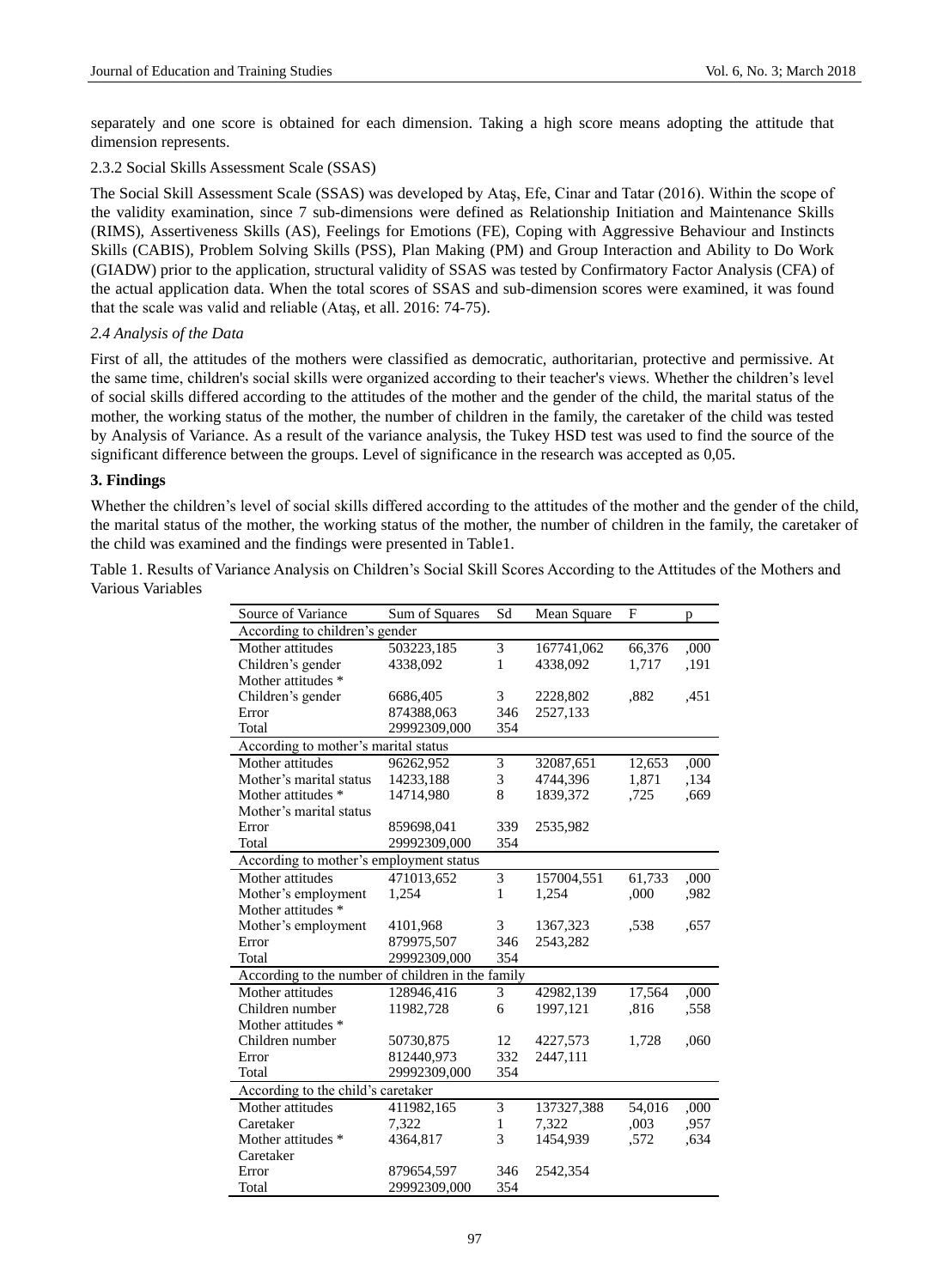separately and one score is obtained for each dimension. Taking a high score means adopting the attitude that dimension represents.

#### 2.3.2 Social Skills Assessment Scale (SSAS)

The Social Skill Assessment Scale (SSAS) was developed by Ataş, Efe, Cinar and Tatar (2016). Within the scope of the validity examination, since 7 sub-dimensions were defined as Relationship Initiation and Maintenance Skills (RIMS), Assertiveness Skills (AS), Feelings for Emotions (FE), Coping with Aggressive Behaviour and Instincts Skills (CABIS), Problem Solving Skills (PSS), Plan Making (PM) and Group Interaction and Ability to Do Work (GIADW) prior to the application, structural validity of SSAS was tested by Confirmatory Factor Analysis (CFA) of the actual application data. When the total scores of SSAS and sub-dimension scores were examined, it was found that the scale was valid and reliable (Ataş, et all. 2016: 74-75).

### *2.4 Analysis of the Data*

First of all, the attitudes of the mothers were classified as democratic, authoritarian, protective and permissive. At the same time, children's social skills were organized according to their teacher's views. Whether the children's level of social skills differed according to the attitudes of the mother and the gender of the child, the marital status of the mother, the working status of the mother, the number of children in the family, the caretaker of the child was tested by Analysis of Variance. As a result of the variance analysis, the Tukey HSD test was used to find the source of the significant difference between the groups. Level of significance in the research was accepted as 0,05.

## 3. Findings

Whether the children's level of social skills differed according to the attitudes of the mother and the gender of the child, the marital status of the mother, the working status of the mother, the number of children in the family, the caretaker of the child was examined and the findings were presented in Table1.

Table 1. Results of Variance Analysis on Children's Social Skill Scores According to the Attitudes of the Mothers and Various Variables

| Source of Variance | Sum of Squares | Sd | Mean Square | F | p |
|---|---|---|---|---|---|
| According to children's gender | | | | | |
| Mother attitudes | 503223,185 | 3 | 167741,062 | 66,376 | ,000 |
| Children's gender | 4338,092 | 1 | 4338,092 | 1,717 | ,191 |
| Mother attitudes * Children's gender | 6686,405 | 3 | 2228,802 | ,882 | ,451 |
| Error | 874388,063 | 346 | 2527,133 | | |
| Total | 29992309,000 | 354 | | | |
| According to mother's marital status | | | | | |
| Mother attitudes | 96262,952 | 3 | 32087,651 | 12,653 | ,000 |
| Mother's marital status | 14233,188 | 3 | 4744,396 | 1,871 | ,134 |
| Mother attitudes * Mother's marital status | 14714,980 | 8 | 1839,372 | ,725 | ,669 |
| Error | 859698,041 | 339 | 2535,982 | | |
| Total | 29992309,000 | 354 | | | |
| According to mother's employment status | | | | | |
| Mother attitudes | 471013,652 | 3 | 157004,551 | 61,733 | ,000 |
| Mother's employment | 1,254 | 1 | 1,254 | ,000 | ,982 |
| Mother attitudes * Mother's employment | 4101,968 | 3 | 1367,323 | ,538 | ,657 |
| Error | 879975,507 | 346 | 2543,282 | | |
| Total | 29992309,000 | 354 | | | |
| According to the number of children in the family | | | | | |
| Mother attitudes | 128946,416 | 3 | 42982,139 | 17,564 | ,000 |
| Children number | 11982,728 | 6 | 1997,121 | ,816 | ,558 |
| Mother attitudes * Children number | 50730,875 | 12 | 4227,573 | 1,728 | ,060 |
| Error | 812440,973 | 332 | 2447,111 | | |
| Total | 29992309,000 | 354 | | | |
| According to the child's caretaker | | | | | |
| Mother attitudes | 411982,165 | 3 | 137327,388 | 54,016 | ,000 |
| Caretaker | 7,322 | 1 | 7,322 | ,003 | ,957 |
| Mother attitudes * Caretaker | 4364,817 | 3 | 1454,939 | ,572 | ,634 |
| Error | 879654,597 | 346 | 2542,354 | | |
| Total | 29992309,000 | 354 | | | |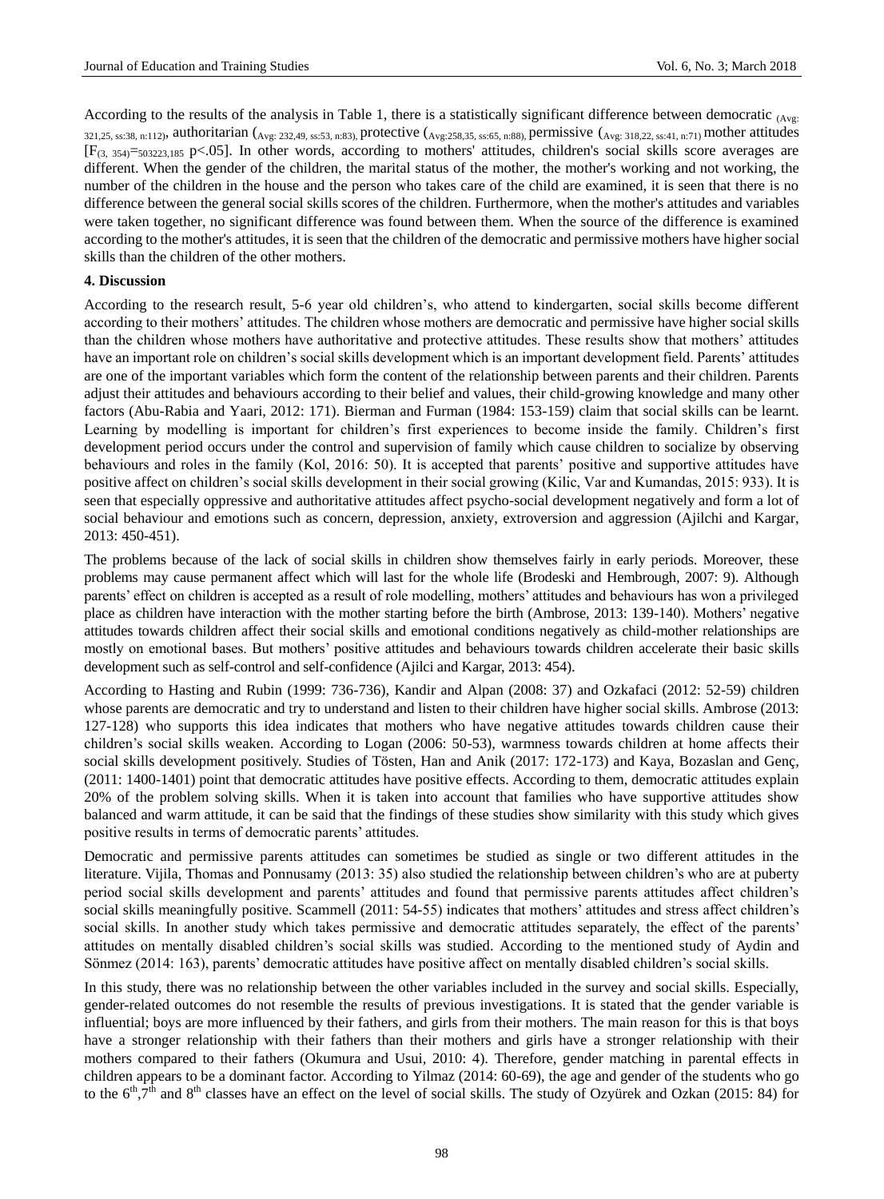According to the results of the analysis in Table 1, there is a statistically significant difference between democratic $_{(\text{Avg: } 321,25, \text{ ss:}38, \text{ n:}112)}$, authoritarian $(_{\text{Avg: } 232,49, \text{ ss:}53, \text{ n:}83)}$, protective $(_{\text{Avg:}258,35, \text{ ss:}65, \text{ n:}88)}$, permissive $(_{\text{Avg: } 318,22, \text{ ss:}41, \text{ n:}71)}$ mother attitudes $[F_{(3,\ 354)}=_{503223,185}$ p<.05]. In other words, according to mothers' attitudes, children's social skills score averages are different. When the gender of the children, the marital status of the mother, the mother's working and not working, the number of the children in the house and the person who takes care of the child are examined, it is seen that there is no difference between the general social skills scores of the children. Furthermore, when the mother's attitudes and variables were taken together, no significant difference was found between them. When the source of the difference is examined according to the mother's attitudes, it is seen that the children of the democratic and permissive mothers have higher social skills than the children of the other mothers.

## 4. Discussion

According to the research result, 5-6 year old children's, who attend to kindergarten, social skills become different according to their mothers' attitudes. The children whose mothers are democratic and permissive have higher social skills than the children whose mothers have authoritative and protective attitudes. These results show that mothers' attitudes have an important role on children's social skills development which is an important development field. Parents' attitudes are one of the important variables which form the content of the relationship between parents and their children. Parents adjust their attitudes and behaviours according to their belief and values, their child-growing knowledge and many other factors (Abu-Rabia and Yaari, 2012: 171). Bierman and Furman (1984: 153-159) claim that social skills can be learnt. Learning by modelling is important for children's first experiences to become inside the family. Children's first development period occurs under the control and supervision of family which cause children to socialize by observing behaviours and roles in the family (Kol, 2016: 50). It is accepted that parents' positive and supportive attitudes have positive affect on children's social skills development in their social growing (Kilic, Var and Kumandas, 2015: 933). It is seen that especially oppressive and authoritative attitudes affect psycho-social development negatively and form a lot of social behaviour and emotions such as concern, depression, anxiety, extroversion and aggression (Ajilchi and Kargar, 2013: 450-451).

The problems because of the lack of social skills in children show themselves fairly in early periods. Moreover, these problems may cause permanent affect which will last for the whole life (Brodeski and Hembrough, 2007: 9). Although parents' effect on children is accepted as a result of role modelling, mothers' attitudes and behaviours has won a privileged place as children have interaction with the mother starting before the birth (Ambrose, 2013: 139-140). Mothers' negative attitudes towards children affect their social skills and emotional conditions negatively as child-mother relationships are mostly on emotional bases. But mothers' positive attitudes and behaviours towards children accelerate their basic skills development such as self-control and self-confidence (Ajilci and Kargar, 2013: 454).

According to Hasting and Rubin (1999: 736-736), Kandir and Alpan (2008: 37) and Ozkafaci (2012: 52-59) children whose parents are democratic and try to understand and listen to their children have higher social skills. Ambrose (2013: 127-128) who supports this idea indicates that mothers who have negative attitudes towards children cause their children's social skills weaken. According to Logan (2006: 50-53), warmness towards children at home affects their social skills development positively. Studies of Tösten, Han and Anik (2017: 172-173) and Kaya, Bozaslan and Genç, (2011: 1400-1401) point that democratic attitudes have positive effects. According to them, democratic attitudes explain 20% of the problem solving skills. When it is taken into account that families who have supportive attitudes show balanced and warm attitude, it can be said that the findings of these studies show similarity with this study which gives positive results in terms of democratic parents' attitudes.

Democratic and permissive parents attitudes can sometimes be studied as single or two different attitudes in the literature. Vijila, Thomas and Ponnusamy (2013: 35) also studied the relationship between children's who are at puberty period social skills development and parents' attitudes and found that permissive parents attitudes affect children's social skills meaningfully positive. Scammell (2011: 54-55) indicates that mothers' attitudes and stress affect children's social skills. In another study which takes permissive and democratic attitudes separately, the effect of the parents' attitudes on mentally disabled children's social skills was studied. According to the mentioned study of Aydin and Sönmez (2014: 163), parents' democratic attitudes have positive affect on mentally disabled children's social skills.

In this study, there was no relationship between the other variables included in the survey and social skills. Especially, gender-related outcomes do not resemble the results of previous investigations. It is stated that the gender variable is influential; boys are more influenced by their fathers, and girls from their mothers. The main reason for this is that boys have a stronger relationship with their fathers than their mothers and girls have a stronger relationship with their mothers compared to their fathers (Okumura and Usui, 2010: 4). Therefore, gender matching in parental effects in children appears to be a dominant factor. According to Yilmaz (2014: 60-69), the age and gender of the students who go to the $6^{th}$, $7^{th}$ and $8^{th}$ classes have an effect on the level of social skills. The study of Ozyürek and Ozkan (2015: 84) for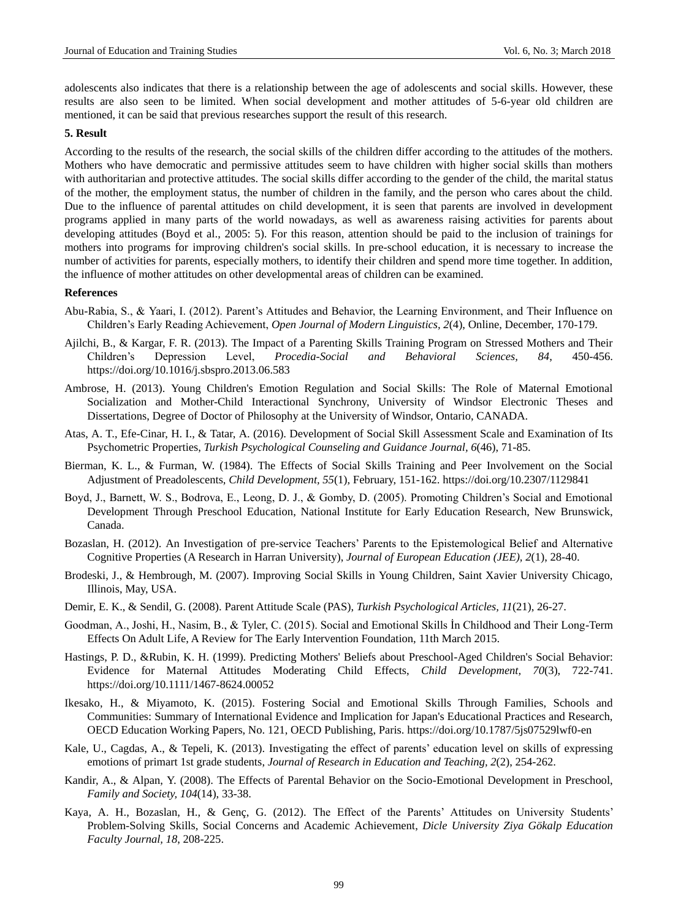adolescents also indicates that there is a relationship between the age of adolescents and social skills. However, these results are also seen to be limited. When social development and mother attitudes of 5-6-year old children are mentioned, it can be said that previous researches support the result of this research.

## 5. Result

According to the results of the research, the social skills of the children differ according to the attitudes of the mothers. Mothers who have democratic and permissive attitudes seem to have children with higher social skills than mothers with authoritarian and protective attitudes. The social skills differ according to the gender of the child, the marital status of the mother, the employment status, the number of children in the family, and the person who cares about the child. Due to the influence of parental attitudes on child development, it is seen that parents are involved in development programs applied in many parts of the world nowadays, as well as awareness raising activities for parents about developing attitudes (Boyd et al., 2005: 5). For this reason, attention should be paid to the inclusion of trainings for mothers into programs for improving children's social skills. In pre-school education, it is necessary to increase the number of activities for parents, especially mothers, to identify their children and spend more time together. In addition, the influence of mother attitudes on other developmental areas of children can be examined.

## References

Abu-Rabia, S., & Yaari, I. (2012). Parent's Attitudes and Behavior, the Learning Environment, and Their Influence on Children's Early Reading Achievement, *Open Journal of Modern Linguistics, 2*(4), Online, December, 170-179.

Ajilchi, B., & Kargar, F. R. (2013). The Impact of a Parenting Skills Training Program on Stressed Mothers and Their Children's Depression Level, *Procedia-Social and Behavioral Sciences, 84*, 450-456. https://doi.org/10.1016/j.sbspro.2013.06.583

Ambrose, H. (2013). Young Children's Emotion Regulation and Social Skills: The Role of Maternal Emotional Socialization and Mother-Child Interactional Synchrony, University of Windsor Electronic Theses and Dissertations, Degree of Doctor of Philosophy at the University of Windsor, Ontario, CANADA.

Atas, A. T., Efe-Cinar, H. I., & Tatar, A. (2016). Development of Social Skill Assessment Scale and Examination of Its Psychometric Properties, *Turkish Psychological Counseling and Guidance Journal, 6*(46), 71-85.

Bierman, K. L., & Furman, W. (1984). The Effects of Social Skills Training and Peer Involvement on the Social Adjustment of Preadolescents, *Child Development, 55*(1), February, 151-162. https://doi.org/10.2307/1129841

Boyd, J., Barnett, W. S., Bodrova, E., Leong, D. J., & Gomby, D. (2005). Promoting Children's Social and Emotional Development Through Preschool Education, National Institute for Early Education Research, New Brunswick, Canada.

Bozaslan, H. (2012). An Investigation of pre-service Teachers' Parents to the Epistemological Belief and Alternative Cognitive Properties (A Research in Harran University), *Journal of European Education (JEE), 2*(1), 28-40.

Brodeski, J., & Hembrough, M. (2007). Improving Social Skills in Young Children, Saint Xavier University Chicago, Illinois, May, USA.

Demir, E. K., & Sendil, G. (2008). Parent Attitude Scale (PAS), *Turkish Psychological Articles, 11*(21), 26-27.

Goodman, A., Joshi, H., Nasim, B., & Tyler, C. (2015). Social and Emotional Skills İn Childhood and Their Long-Term Effects On Adult Life, A Review for The Early Intervention Foundation, 11th March 2015.

Hastings, P. D., &Rubin, K. H. (1999). Predicting Mothers' Beliefs about Preschool-Aged Children's Social Behavior: Evidence for Maternal Attitudes Moderating Child Effects, *Child Development, 70*(3), 722-741. https://doi.org/10.1111/1467-8624.00052

Ikesako, H., & Miyamoto, K. (2015). Fostering Social and Emotional Skills Through Families, Schools and Communities: Summary of International Evidence and Implication for Japan's Educational Practices and Research, OECD Education Working Papers, No. 121, OECD Publishing, Paris. https://doi.org/10.1787/5js07529lwf0-en

Kale, U., Cagdas, A., & Tepeli, K. (2013). Investigating the effect of parents' education level on skills of expressing emotions of primart 1st grade students, *Journal of Research in Education and Teaching, 2*(2), 254-262.

Kandir, A., & Alpan, Y. (2008). The Effects of Parental Behavior on the Socio-Emotional Development in Preschool, *Family and Society, 104*(14), 33-38.

Kaya, A. H., Bozaslan, H., & Genç, G. (2012). The Effect of the Parents' Attitudes on University Students' Problem-Solving Skills, Social Concerns and Academic Achievement, *Dicle University Ziya Gökalp Education Faculty Journal, 18*, 208-225.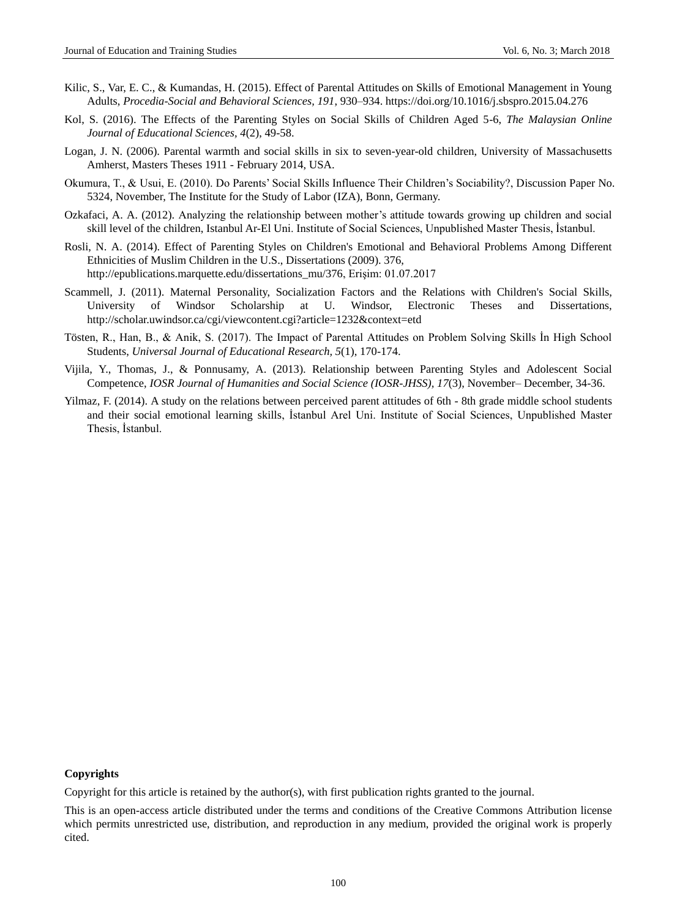Kilic, S., Var, E. C., & Kumandas, H. (2015). Effect of Parental Attitudes on Skills of Emotional Management in Young Adults, *Procedia-Social and Behavioral Sciences, 191*, 930–934. https://doi.org/10.1016/j.sbspro.2015.04.276

Kol, S. (2016). The Effects of the Parenting Styles on Social Skills of Children Aged 5-6, *The Malaysian Online Journal of Educational Sciences, 4*(2), 49-58.

Logan, J. N. (2006). Parental warmth and social skills in six to seven-year-old children, University of Massachusetts Amherst, Masters Theses 1911 - February 2014, USA.

Okumura, T., & Usui, E. (2010). Do Parents' Social Skills Influence Their Children's Sociability?, Discussion Paper No. 5324, November, The Institute for the Study of Labor (IZA), Bonn, Germany.

Ozkafaci, A. A. (2012). Analyzing the relationship between mother's attitude towards growing up children and social skill level of the children, Istanbul Ar-El Uni. Institute of Social Sciences, Unpublished Master Thesis, İstanbul.

Rosli, N. A. (2014). Effect of Parenting Styles on Children's Emotional and Behavioral Problems Among Different Ethnicities of Muslim Children in the U.S., Dissertations (2009). 376, http://epublications.marquette.edu/dissertations_mu/376, Erişim: 01.07.2017

Scammell, J. (2011). Maternal Personality, Socialization Factors and the Relations with Children's Social Skills, University of Windsor Scholarship at U. Windsor, Electronic Theses and Dissertations, http://scholar.uwindsor.ca/cgi/viewcontent.cgi?article=1232&context=etd

Tösten, R., Han, B., & Anik, S. (2017). The Impact of Parental Attitudes on Problem Solving Skills İn High School Students, *Universal Journal of Educational Research, 5*(1), 170-174.

Vijila, Y., Thomas, J., & Ponnusamy, A. (2013). Relationship between Parenting Styles and Adolescent Social Competence, *IOSR Journal of Humanities and Social Science (IOSR-JHSS), 17*(3), November– December, 34-36.

Yilmaz, F. (2014). A study on the relations between perceived parent attitudes of 6th - 8th grade middle school students and their social emotional learning skills, İstanbul Arel Uni. Institute of Social Sciences, Unpublished Master Thesis, İstanbul.

**Copyrights**

Copyright for this article is retained by the author(s), with first publication rights granted to the journal.

This is an open-access article distributed under the terms and conditions of the Creative Commons Attribution license which permits unrestricted use, distribution, and reproduction in any medium, provided the original work is properly cited.